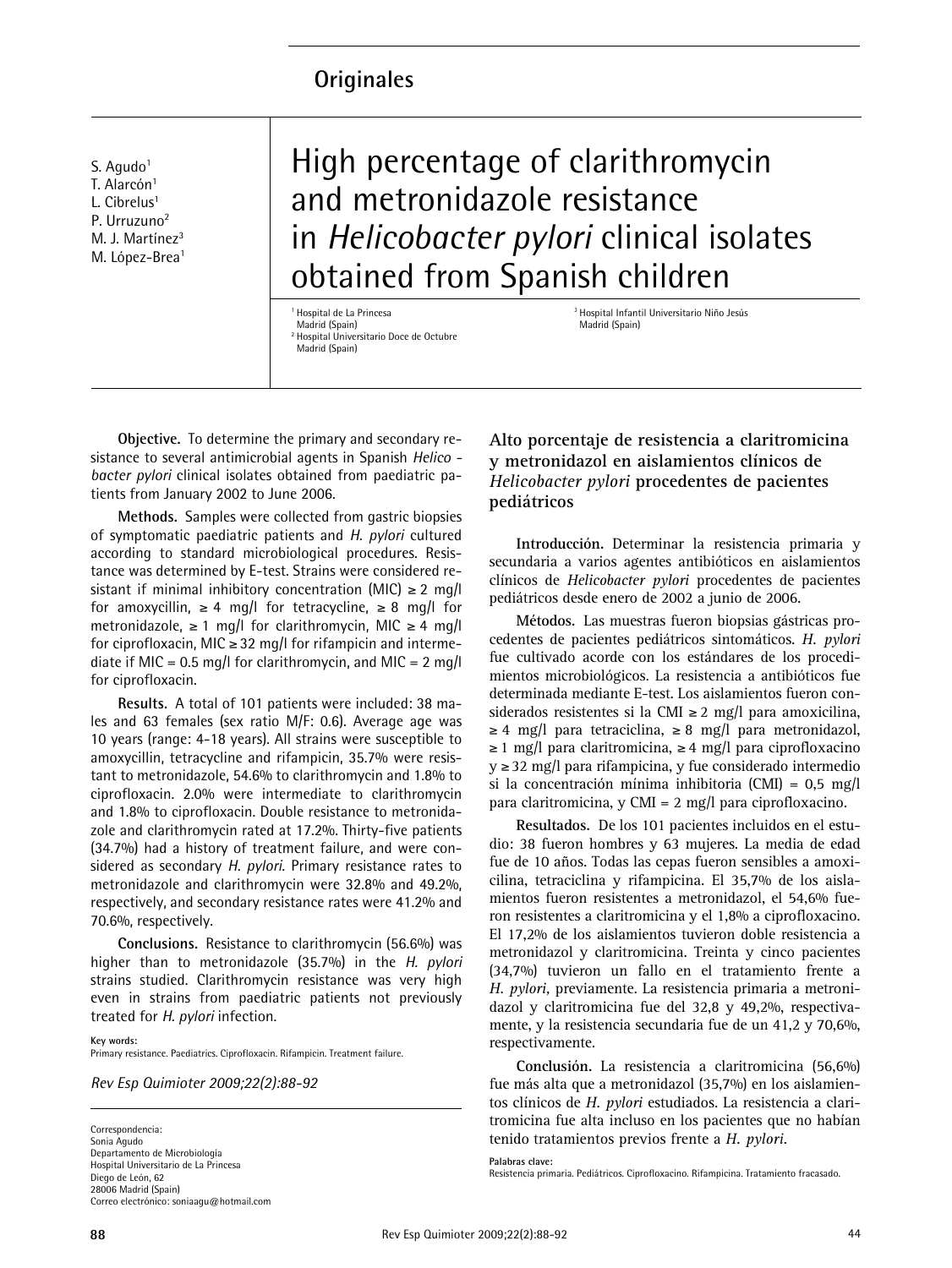Originales

S. Agudo[1]
T. Alarcón[1]
L. Cibrelus[1]
P. Urruzuno[2]
M. J. Martínez[3]
M. López-Brea[1]

# High percentage of clarithromycin and metronidazole resistance in *Helicobacter pylori* clinical isolates obtained from Spanish children

[1] Hospital de La Princesa Madrid (Spain)
[2] Hospital Universitario Doce de Octubre Madrid (Spain)
[3] Hospital Infantil Universitario Niño Jesús Madrid (Spain)

**Objective.** To determine the primary and secondary resistance to several antimicrobial agents in Spanish *Helicobacter pylori* clinical isolates obtained from paediatric patients from January 2002 to June 2006.

**Methods.** Samples were collected from gastric biopsies of symptomatic paediatric patients and *H. pylori* cultured according to standard microbiological procedures. Resistance was determined by E-test. Strains were considered resistant if minimal inhibitory concentration (MIC) ≥ 2 mg/l for amoxycillin, ≥ 4 mg/l for tetracycline, ≥ 8 mg/l for metronidazole, ≥ 1 mg/l for clarithromycin, MIC ≥ 4 mg/l for ciprofloxacin, MIC ≥ 32 mg/l for rifampicin and intermediate if MIC = 0.5 mg/l for clarithromycin, and MIC = 2 mg/l for ciprofloxacin.

**Results.** A total of 101 patients were included: 38 males and 63 females (sex ratio M/F: 0.6). Average age was 10 years (range: 4-18 years). All strains were susceptible to amoxycillin, tetracycline and rifampicin, 35.7% were resistant to metronidazole, 54.6% to clarithromycin and 1.8% to ciprofloxacin. 2.0% were intermediate to clarithromycin and 1.8% to ciprofloxacin. Double resistance to metronidazole and clarithromycin rated at 17.2%. Thirty-five patients (34.7%) had a history of treatment failure, and were considered as secondary *H. pylori.* Primary resistance rates to metronidazole and clarithromycin were 32.8% and 49.2%, respectively, and secondary resistance rates were 41.2% and 70.6%, respectively.

**Conclusions.** Resistance to clarithromycin (56.6%) was higher than to metronidazole (35.7%) in the *H. pylori* strains studied. Clarithromycin resistance was very high even in strains from paediatric patients not previously treated for *H. pylori* infection.

**Key words:**
Primary resistance. Paediatrics. Ciprofloxacin. Rifampicin. Treatment failure.

*Rev Esp Quimioter 2009;22(2):88-92*

Correspondencia:
Sonia Agudo
Departamento de Microbiología
Hospital Universitario de La Princesa
Diego de León, 62
28006 Madrid (Spain)
Correo electrónico: soniaagu@hotmail.com

## Alto porcentaje de resistencia a claritromicina y metronidazol en aislamientos clínicos de *Helicobacter pylori* procedentes de pacientes pediátricos

**Introducción.** Determinar la resistencia primaria y secundaria a varios agentes antibióticos en aislamientos clínicos de *Helicobacter pylori* procedentes de pacientes pediátricos desde enero de 2002 a junio de 2006.

**Métodos.** Las muestras fueron biopsias gástricas procedentes de pacientes pediátricos sintomáticos. *H. pylori* fue cultivado acorde con los estándares de los procedimientos microbiológicos. La resistencia a antibióticos fue determinada mediante E-test. Los aislamientos fueron considerados resistentes si la CMI ≥ 2 mg/l para amoxicilina, ≥ 4 mg/l para tetraciclina, ≥ 8 mg/l para metronidazol, ≥ 1 mg/l para claritromicina, ≥ 4 mg/l para ciprofloxacino y ≥ 32 mg/l para rifampicina, y fue considerado intermedio si la concentración mínima inhibitoria (CMI) = 0,5 mg/l para claritromicina, y CMI = 2 mg/l para ciprofloxacino.

**Resultados.** De los 101 pacientes incluidos en el estudio: 38 fueron hombres y 63 mujeres. La media de edad fue de 10 años. Todas las cepas fueron sensibles a amoxicilina, tetraciclina y rifampicina. El 35,7% de los aislamientos fueron resistentes a metronidazol, el 54,6% fueron resistentes a claritromicina y el 1,8% a ciprofloxacino. El 17,2% de los aislamientos tuvieron doble resistencia a metronidazol y claritromicina. Treinta y cinco pacientes (34,7%) tuvieron un fallo en el tratamiento frente a *H. pylori*, previamente. La resistencia primaria a metronidazol y claritromicina fue del 32,8 y 49,2%, respectivamente, y la resistencia secundaria fue de un 41,2 y 70,6%, respectivamente.

**Conclusión.** La resistencia a claritromicina (56,6%) fue más alta que a metronidazol (35,7%) en los aislamientos clínicos de *H. pylori* estudiados. La resistencia a claritromicina fue alta incluso en los pacientes que no habían tenido tratamientos previos frente a *H. pylori*.

**Palabras clave:**
Resistencia primaria. Pediátricos. Ciprofloxacino. Rifampicina. Tratamiento fracasado.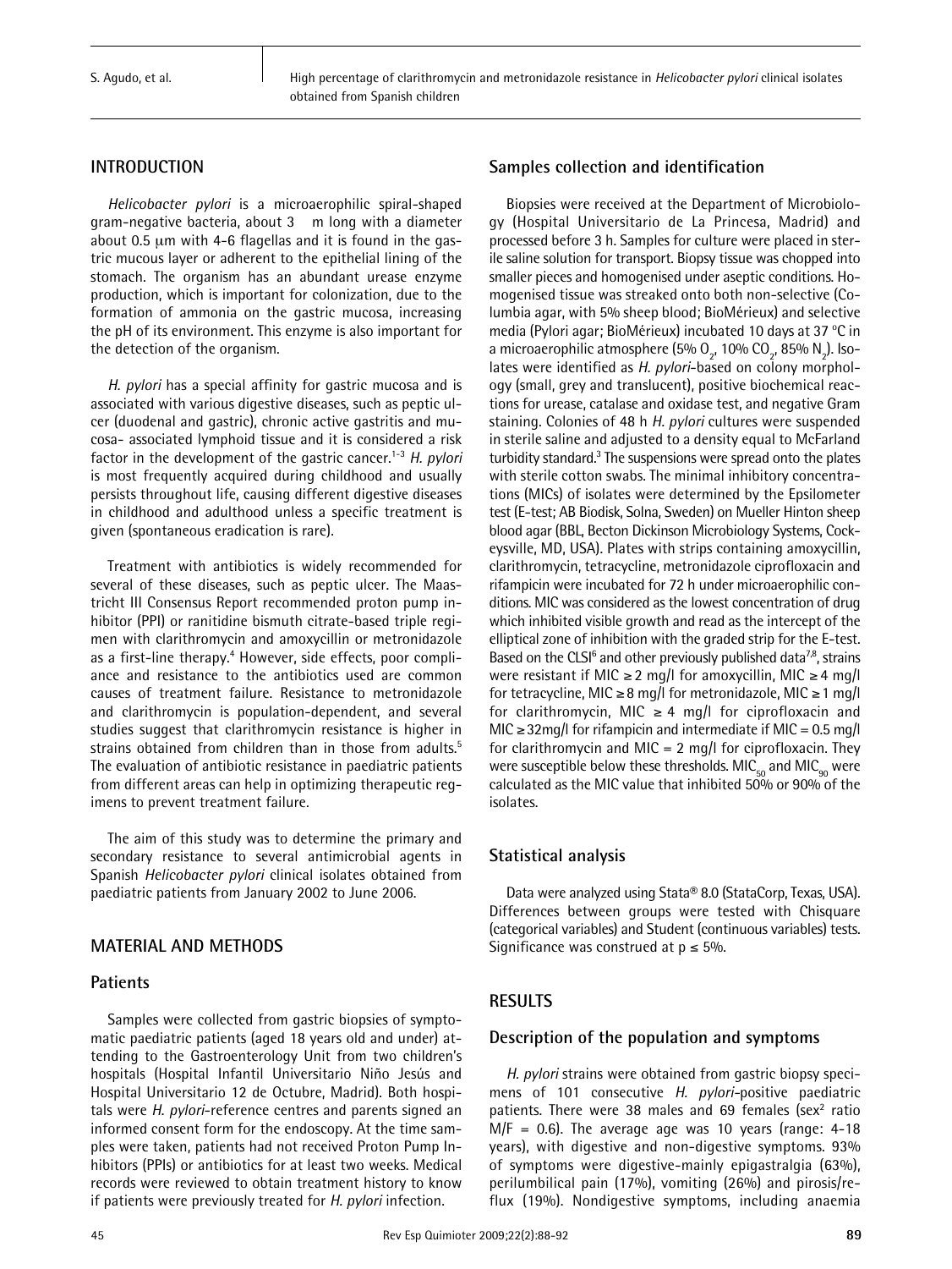## INTRODUCTION

*Helicobacter pylori* is a microaerophilic spiral-shaped gram-negative bacteria, about 3  m long with a diameter about 0.5 μm with 4-6 flagellas and it is found in the gastric mucous layer or adherent to the epithelial lining of the stomach. The organism has an abundant urease enzyme production, which is important for colonization, due to the formation of ammonia on the gastric mucosa, increasing the pH of its environment. This enzyme is also important for the detection of the organism.

*H. pylori* has a special affinity for gastric mucosa and is associated with various digestive diseases, such as peptic ulcer (duodenal and gastric), chronic active gastritis and mucosa- associated lymphoid tissue and it is considered a risk factor in the development of the gastric cancer.[1-3] *H. pylori* is most frequently acquired during childhood and usually persists throughout life, causing different digestive diseases in childhood and adulthood unless a specific treatment is given (spontaneous eradication is rare).

Treatment with antibiotics is widely recommended for several of these diseases, such as peptic ulcer. The Maastricht III Consensus Report recommended proton pump inhibitor (PPI) or ranitidine bismuth citrate-based triple regimen with clarithromycin and amoxycillin or metronidazole as a first-line therapy.[4] However, side effects, poor compliance and resistance to the antibiotics used are common causes of treatment failure. Resistance to metronidazole and clarithromycin is population-dependent, and several studies suggest that clarithromycin resistance is higher in strains obtained from children than in those from adults.[5] The evaluation of antibiotic resistance in paediatric patients from different areas can help in optimizing therapeutic regimens to prevent treatment failure.

The aim of this study was to determine the primary and secondary resistance to several antimicrobial agents in Spanish *Helicobacter pylori* clinical isolates obtained from paediatric patients from January 2002 to June 2006.

## MATERIAL AND METHODS

### Patients

Samples were collected from gastric biopsies of symptomatic paediatric patients (aged 18 years old and under) attending to the Gastroenterology Unit from two children's hospitals (Hospital Infantil Universitario Niño Jesús and Hospital Universitario 12 de Octubre, Madrid). Both hospitals were *H. pylori*-reference centres and parents signed an informed consent form for the endoscopy. At the time samples were taken, patients had not received Proton Pump Inhibitors (PPIs) or antibiotics for at least two weeks. Medical records were reviewed to obtain treatment history to know if patients were previously treated for *H. pylori* infection.

### Samples collection and identification

Biopsies were received at the Department of Microbiology (Hospital Universitario de La Princesa, Madrid) and processed before 3 h. Samples for culture were placed in sterile saline solution for transport. Biopsy tissue was chopped into smaller pieces and homogenised under aseptic conditions. Homogenised tissue was streaked onto both non-selective (Columbia agar, with 5% sheep blood; BioMérieux) and selective media (Pylori agar; BioMérieux) incubated 10 days at 37 ºC in a microaerophilic atmosphere (5% $O_2$, 10% $CO_2$, 85% $N_2$). Isolates were identified as *H. pylori*-based on colony morphology (small, grey and translucent), positive biochemical reactions for urease, catalase and oxidase test, and negative Gram staining. Colonies of 48 h *H. pylori* cultures were suspended in sterile saline and adjusted to a density equal to McFarland turbidity standard.[3] The suspensions were spread onto the plates with sterile cotton swabs. The minimal inhibitory concentrations (MICs) of isolates were determined by the Epsilometer test (E-test; AB Biodisk, Solna, Sweden) on Mueller Hinton sheep blood agar (BBL, Becton Dickinson Microbiology Systems, Cockeysville, MD, USA). Plates with strips containing amoxycillin, clarithromycin, tetracycline, metronidazole ciprofloxacin and rifampicin were incubated for 72 h under microaerophilic conditions. MIC was considered as the lowest concentration of drug which inhibited visible growth and read as the intercept of the elliptical zone of inhibition with the graded strip for the E-test. Based on the CLSI[6] and other previously published data[7,8], strains were resistant if MIC ≥ 2 mg/l for amoxycillin, MIC ≥ 4 mg/l for tetracycline, MIC ≥ 8 mg/l for metronidazole, MIC ≥ 1 mg/l for clarithromycin, MIC ≥ 4 mg/l for ciprofloxacin and MIC ≥ 32mg/l for rifampicin and intermediate if MIC = 0.5 mg/l for clarithromycin and MIC = 2 mg/l for ciprofloxacin. They were susceptible below these thresholds. $MIC_{50}$ and $MIC_{90}$ were calculated as the MIC value that inhibited 50% or 90% of the isolates.

### Statistical analysis

Data were analyzed using Stata® 8.0 (StataCorp, Texas, USA). Differences between groups were tested with Chisquare (categorical variables) and Student (continuous variables) tests. Significance was construed at p ≤ 5%.

## RESULTS

### Description of the population and symptoms

*H. pylori* strains were obtained from gastric biopsy specimens of 101 consecutive *H. pylori*-positive paediatric patients. There were 38 males and 69 females (sex[2] ratio M/F = 0.6). The average age was 10 years (range: 4-18 years), with digestive and non-digestive symptoms. 93% of symptoms were digestive-mainly epigastralgia (63%), perilumbilical pain (17%), vomiting (26%) and pirosis/reflux (19%). Nondigestive symptoms, including anaemia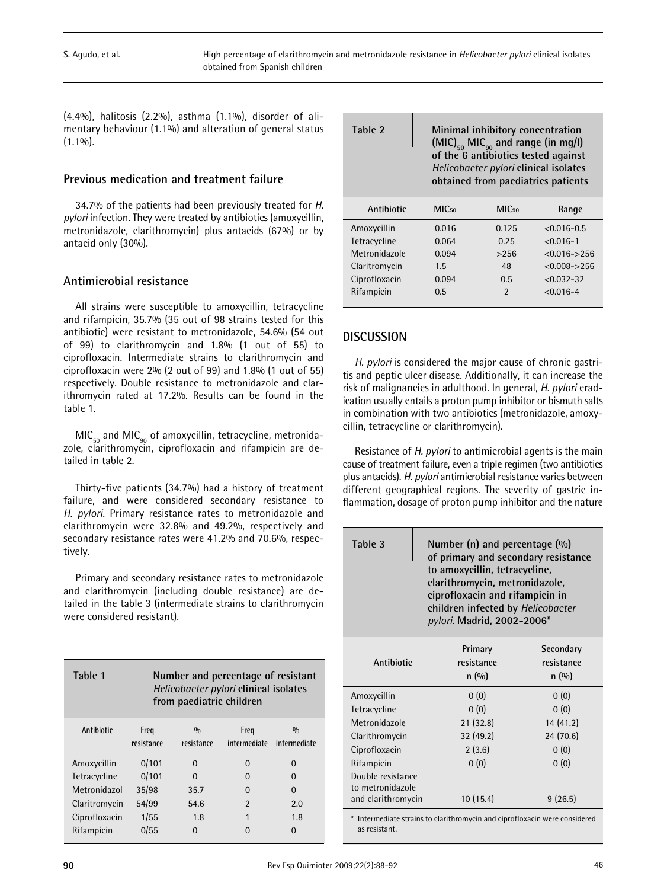(4.4%), halitosis (2.2%), asthma (1.1%), disorder of alimentary behaviour (1.1%) and alteration of general status (1.1%).

## Previous medication and treatment failure

34.7% of the patients had been previously treated for *H. pylori* infection. They were treated by antibiotics (amoxycillin, metronidazole, clarithromycin) plus antacids (67%) or by antacid only (30%).

## Antimicrobial resistance

All strains were susceptible to amoxycillin, tetracycline and rifampicin, 35.7% (35 out of 98 strains tested for this antibiotic) were resistant to metronidazole, 54.6% (54 out of 99) to clarithromycin and 1.8% (1 out of 55) to ciprofloxacin. Intermediate strains to clarithromycin and ciprofloxacin were 2% (2 out of 99) and 1.8% (1 out of 55) respectively. Double resistance to metronidazole and clarithromycin rated at 17.2%. Results can be found in the table 1.

$MIC_{50}$ and $MIC_{90}$ of amoxycillin, tetracycline, metronidazole, clarithromycin, ciprofloxacin and rifampicin are detailed in table 2.

Thirty-five patients (34.7%) had a history of treatment failure, and were considered secondary resistance to *H. pylori*. Primary resistance rates to metronidazole and clarithromycin were 32.8% and 49.2%, respectively and secondary resistance rates were 41.2% and 70.6%, respectively.

Primary and secondary resistance rates to metronidazole and clarithromycin (including double resistance) are detailed in the table 3 (intermediate strains to clarithromycin were considered resistant).

**Table 1** Number and percentage of resistant *Helicobacter pylori* clinical isolates from paediatric children

| Antibiotic | Freq resistance | % resistance | Freq intermediate | % intermediate |
|---|---|---|---|---|
| Amoxycillin | 0/101 | 0 | 0 | 0 |
| Tetracycline | 0/101 | 0 | 0 | 0 |
| Metronidazol | 35/98 | 35.7 | 0 | 0 |
| Claritromycin | 54/99 | 54.6 | 2 | 2.0 |
| Ciprofloxacin | 1/55 | 1.8 | 1 | 1.8 |
| Rifampicin | 0/55 | 0 | 0 | 0 |

**Table 2** Minimal inhibitory concentration $(MIC)_{50}$ $MIC_{90}$ and range (in mg/l) of the 6 antibiotics tested against *Helicobacter pylori* clinical isolates obtained from paediatrics patients

| Antibiotic | $MIC_{50}$ | $MIC_{90}$ | Range |
|---|---|---|---|
| Amoxycillin | 0.016 | 0.125 | <0.016-0.5 |
| Tetracycline | 0.064 | 0.25 | <0.016-1 |
| Metronidazole | 0.094 | >256 | <0.016->256 |
| Claritromycin | 1.5 | 48 | <0.008->256 |
| Ciprofloxacin | 0.094 | 0.5 | <0.032-32 |
| Rifampicin | 0.5 | 2 | <0.016-4 |

## DISCUSSION

*H. pylori* is considered the major cause of chronic gastritis and peptic ulcer disease. Additionally, it can increase the risk of malignancies in adulthood. In general, *H. pylori* eradication usually entails a proton pump inhibitor or bismuth salts in combination with two antibiotics (metronidazole, amoxycillin, tetracycline or clarithromycin).

Resistance of *H. pylori* to antimicrobial agents is the main cause of treatment failure, even a triple regimen (two antibiotics plus antacids). *H. pylori* antimicrobial resistance varies between different geographical regions. The severity of gastric inflammation, dosage of proton pump inhibitor and the nature

**Table 3** Number (n) and percentage (%) of primary and secondary resistance to amoxycillin, tetracycline, clarithromycin, metronidazole, ciprofloxacin and rifampicin in children infected by *Helicobacter pylori*. Madrid, 2002-2006*

| Antibiotic | Primary resistance n (%) | Secondary resistance n (%) |
|---|---|---|
| Amoxycillin | 0 (0) | 0 (0) |
| Tetracycline | 0 (0) | 0 (0) |
| Metronidazole | 21 (32.8) | 14 (41.2) |
| Clarithromycin | 32 (49.2) | 24 (70.6) |
| Ciprofloxacin | 2 (3.6) | 0 (0) |
| Rifampicin | 0 (0) | 0 (0) |
| Double resistance to metronidazole and clarithromycin | 10 (15.4) | 9 (26.5) |

\* Intermediate strains to clarithromycin and ciprofloxacin were considered as resistant.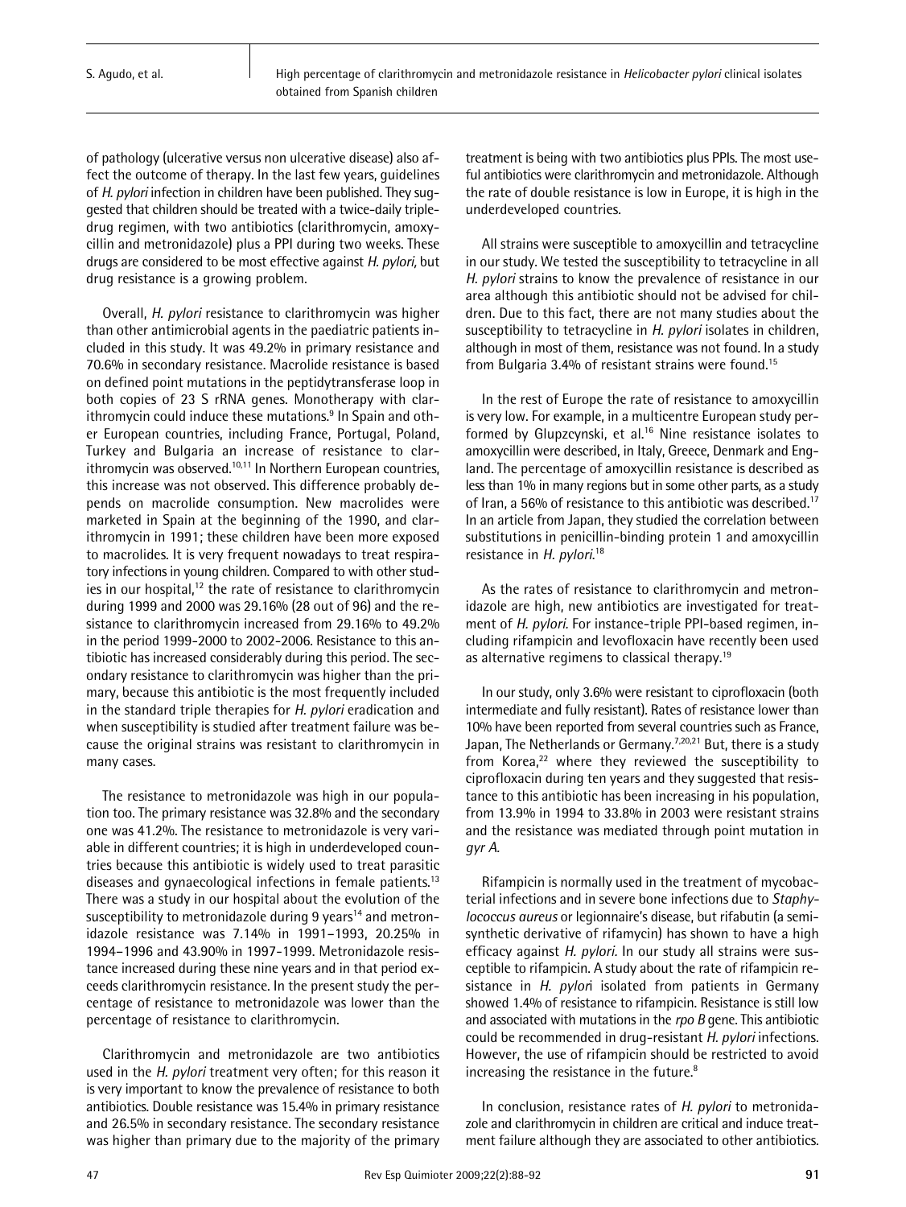of pathology (ulcerative versus non ulcerative disease) also affect the outcome of therapy. In the last few years, guidelines of *H. pylori* infection in children have been published. They suggested that children should be treated with a twice-daily triple-drug regimen, with two antibiotics (clarithromycin, amoxycillin and metronidazole) plus a PPI during two weeks. These drugs are considered to be most effective against *H. pylori,* but drug resistance is a growing problem.

Overall, *H. pylori* resistance to clarithromycin was higher than other antimicrobial agents in the paediatric patients included in this study. It was 49.2% in primary resistance and 70.6% in secondary resistance. Macrolide resistance is based on defined point mutations in the peptidytransferase loop in both copies of 23 S rRNA genes. Monotherapy with clarithromycin could induce these mutations.[9] In Spain and other European countries, including France, Portugal, Poland, Turkey and Bulgaria an increase of resistance to clarithromycin was observed.[10,11] In Northern European countries, this increase was not observed. This difference probably depends on macrolide consumption. New macrolides were marketed in Spain at the beginning of the 1990, and clarithromycin in 1991; these children have been more exposed to macrolides. It is very frequent nowadays to treat respiratory infections in young children. Compared to with other studies in our hospital,[12] the rate of resistance to clarithromycin during 1999 and 2000 was 29.16% (28 out of 96) and the resistance to clarithromycin increased from 29.16% to 49.2% in the period 1999-2000 to 2002-2006. Resistance to this antibiotic has increased considerably during this period. The secondary resistance to clarithromycin was higher than the primary, because this antibiotic is the most frequently included in the standard triple therapies for *H. pylori* eradication and when susceptibility is studied after treatment failure was because the original strains was resistant to clarithromycin in many cases.

The resistance to metronidazole was high in our population too. The primary resistance was 32.8% and the secondary one was 41.2%. The resistance to metronidazole is very variable in different countries; it is high in underdeveloped countries because this antibiotic is widely used to treat parasitic diseases and gynaecological infections in female patients.[13] There was a study in our hospital about the evolution of the susceptibility to metronidazole during 9 years[14] and metronidazole resistance was 7.14% in 1991–1993, 20.25% in 1994–1996 and 43.90% in 1997-1999. Metronidazole resistance increased during these nine years and in that period exceeds clarithromycin resistance. In the present study the percentage of resistance to metronidazole was lower than the percentage of resistance to clarithromycin.

Clarithromycin and metronidazole are two antibiotics used in the *H. pylori* treatment very often; for this reason it is very important to know the prevalence of resistance to both antibiotics. Double resistance was 15.4% in primary resistance and 26.5% in secondary resistance. The secondary resistance was higher than primary due to the majority of the primary treatment is being with two antibiotics plus PPIs. The most useful antibiotics were clarithromycin and metronidazole. Although the rate of double resistance is low in Europe, it is high in the underdeveloped countries.

All strains were susceptible to amoxycillin and tetracycline in our study. We tested the susceptibility to tetracycline in all *H. pylori* strains to know the prevalence of resistance in our area although this antibiotic should not be advised for children. Due to this fact, there are not many studies about the susceptibility to tetracycline in *H. pylori* isolates in children, although in most of them, resistance was not found. In a study from Bulgaria 3.4% of resistant strains were found.[15]

In the rest of Europe the rate of resistance to amoxycillin is very low. For example, in a multicentre European study performed by Glupzcynski, et al.[16] Nine resistance isolates to amoxycillin were described, in Italy, Greece, Denmark and England. The percentage of amoxycillin resistance is described as less than 1% in many regions but in some other parts, as a study of Iran, a 56% of resistance to this antibiotic was described.[17] In an article from Japan, they studied the correlation between substitutions in penicillin-binding protein 1 and amoxycillin resistance in *H. pylori*.[18]

As the rates of resistance to clarithromycin and metronidazole are high, new antibiotics are investigated for treatment of *H. pylori.* For instance-triple PPI-based regimen, including rifampicin and levofloxacin have recently been used as alternative regimens to classical therapy.[19]

In our study, only 3.6% were resistant to ciprofloxacin (both intermediate and fully resistant). Rates of resistance lower than 10% have been reported from several countries such as France, Japan, The Netherlands or Germany.[7,20,21] But, there is a study from Korea,[22] where they reviewed the susceptibility to ciprofloxacin during ten years and they suggested that resistance to this antibiotic has been increasing in his population, from 13.9% in 1994 to 33.8% in 2003 were resistant strains and the resistance was mediated through point mutation in *gyr A.*

Rifampicin is normally used in the treatment of mycobacterial infections and in severe bone infections due to *Staphylococcus aureus* or legionnaire's disease, but rifabutin (a semi-synthetic derivative of rifamycin) has shown to have a high efficacy against *H. pylori.* In our study all strains were susceptible to rifampicin. A study about the rate of rifampicin resistance in *H. pylori* isolated from patients in Germany showed 1.4% of resistance to rifampicin. Resistance is still low and associated with mutations in the *rpo B* gene. This antibiotic could be recommended in drug-resistant *H. pylori* infections. However, the use of rifampicin should be restricted to avoid increasing the resistance in the future.[8]

In conclusion, resistance rates of *H. pylori* to metronidazole and clarithromycin in children are critical and induce treatment failure although they are associated to other antibiotics.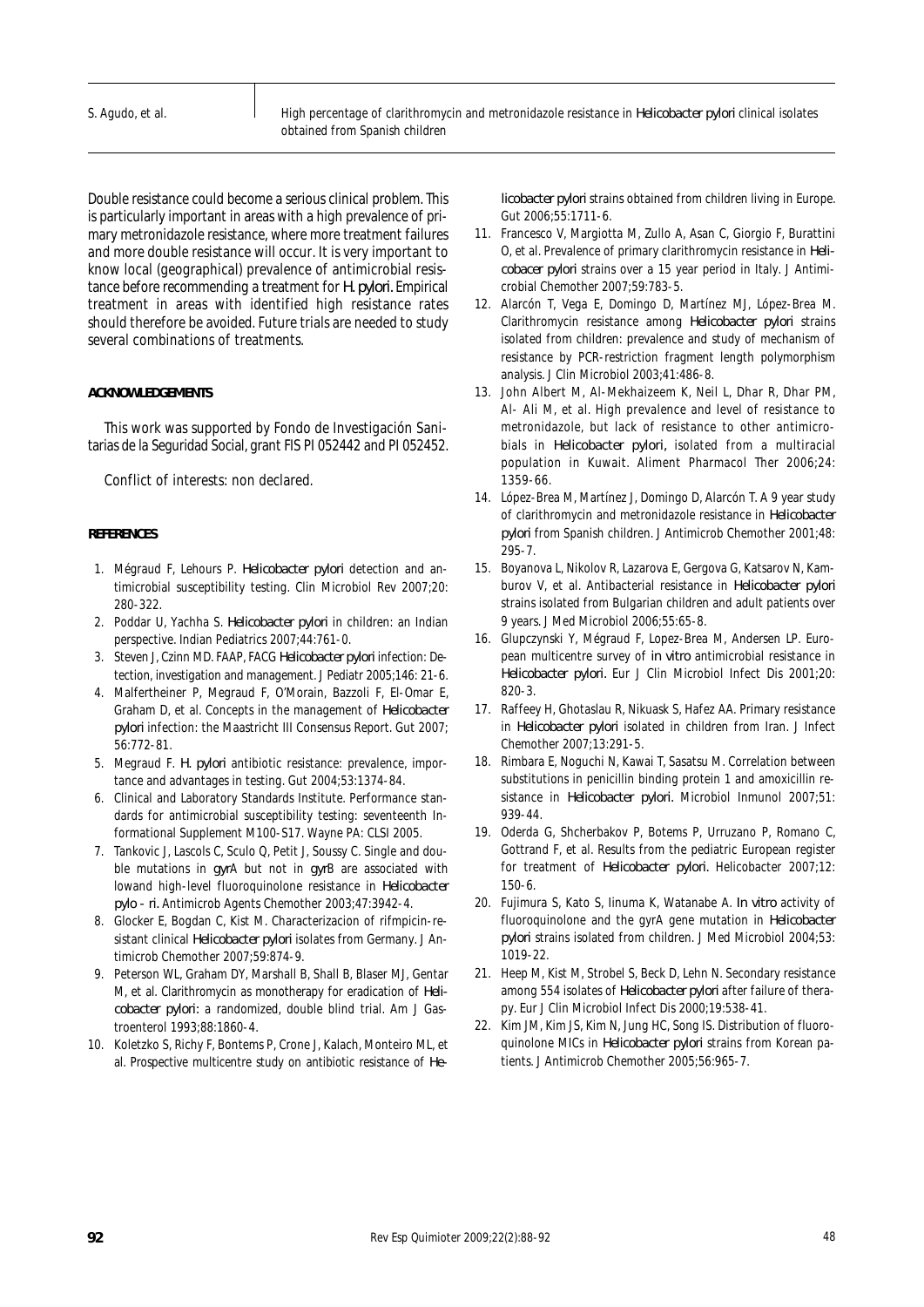Double resistance could become a serious clinical problem. This is particularly important in areas with a high prevalence of primary metronidazole resistance, where more treatment failures and more double resistance will occur. It is very important to know local (geographical) prevalence of antimicrobial resistance before recommending a treatment for *H. pylori*. Empirical treatment in areas with identified high resistance rates should therefore be avoided. Future trials are needed to study several combinations of treatments.

## ACKNOWLEDGEMENTS

This work was supported by Fondo de Investigación Sanitarias de la Seguridad Social, grant FIS PI 052442 and PI 052452.

Conflict of interests: non declared.

## REFERENCES

1. Mégraud F, Lehours P. *Helicobacter pylori* detection and antimicrobial susceptibility testing. Clin Microbiol Rev 2007;20: 280-322.
2. Poddar U, Yachha S. *Helicobacter pylori* in children: an Indian perspective. Indian Pediatrics 2007;44:761-0.
3. Steven J, Czinn MD. FAAP, FACG *Helicobacter pylori* infection: Detection, investigation and management. J Pediatr 2005;146: 21-6.
4. Malfertheiner P, Megraud F, O'Morain, Bazzoli F, El-Omar E, Graham D, et al. Concepts in the management of *Helicobacter pylori* infection: the Maastricht III Consensus Report. Gut 2007; 56:772-81.
5. Megraud F. *H. pylori* antibiotic resistance: prevalence, importance and advantages in testing. Gut 2004;53:1374-84.
6. Clinical and Laboratory Standards Institute. Performance standards for antimicrobial susceptibility testing: seventeenth Informational Supplement M100-S17. Wayne PA: CLSI 2005.
7. Tankovic J, Lascols C, Sculo Q, Petit J, Soussy C. Single and double mutations in *gyrA* but not in *gyrB* are associated with lowand high-level fluoroquinolone resistance in *Helicobacter pylo - ri*. Antimicrob Agents Chemother 2003;47:3942-4.
8. Glocker E, Bogdan C, Kist M. Characterizacion of rifmpicin-resistant clinical *Helicobacter pylori* isolates from Germany. J Antimicrob Chemother 2007;59:874-9.
9. Peterson WL, Graham DY, Marshall B, Shall B, Blaser MJ, Gentar M, et al. Clarithromycin as monotherapy for eradication of *Helicobacter pylori*: a randomized, double blind trial. Am J Gastroenterol 1993;88:1860-4.
10. Koletzko S, Richy F, Bontems P, Crone J, Kalach, Monteiro ML, et al. Prospective multicentre study on antibiotic resistance of *Helicobacter pylori* strains obtained from children living in Europe. Gut 2006;55:1711-6.
11. Francesco V, Margiotta M, Zullo A, Asan C, Giorgio F, Burattini O, et al. Prevalence of primary clarithromycin resistance in *Helicobacer pylori* strains over a 15 year period in Italy. J Antimicrobial Chemother 2007;59:783-5.
12. Alarcón T, Vega E, Domingo D, Martínez MJ, López-Brea M. Clarithromycin resistance among *Helicobacter pylori* strains isolated from children: prevalence and study of mechanism of resistance by PCR-restriction fragment length polymorphism analysis. J Clin Microbiol 2003;41:486-8.
13. John Albert M, Al-Mekhaizeem K, Neil L, Dhar R, Dhar PM, Al- Ali M, et al. High prevalence and level of resistance to metronidazole, but lack of resistance to other antimicrobials in *Helicobacter pylori*, isolated from a multiracial population in Kuwait. Aliment Pharmacol Ther 2006;24: 1359-66.
14. López-Brea M, Martínez J, Domingo D, Alarcón T. A 9 year study of clarithromycin and metronidazole resistance in *Helicobacter pylori* from Spanish children. J Antimicrob Chemother 2001;48: 295-7.
15. Boyanova L, Nikolov R, Lazarova E, Gergova G, Katsarov N, Kamburov V, et al. Antibacterial resistance in *Helicobacter pylori* strains isolated from Bulgarian children and adult patients over 9 years. J Med Microbiol 2006;55:65-8.
16. Glupczynski Y, Mégraud F, Lopez-Brea M, Andersen LP. European multicentre survey of *in vitro* antimicrobial resistance in *Helicobacter pylori*. Eur J Clin Microbiol Infect Dis 2001;20: 820-3.
17. Raffeey H, Ghotaslau R, Nikuask S, Hafez AA. Primary resistance in *Helicobacter pylori* isolated in children from Iran. J Infect Chemother 2007;13:291-5.
18. Rimbara E, Noguchi N, Kawai T, Sasatsu M. Correlation between substitutions in penicillin binding protein 1 and amoxicillin resistance in *Helicobacter pylori*. Microbiol Inmunol 2007;51: 939-44.
19. Oderda G, Shcherbakov P, Botems P, Urruzano P, Romano C, Gottrand F, et al. Results from the pediatric European register for treatment of *Helicobacter pylori*. Helicobacter 2007;12: 150-6.
20. Fujimura S, Kato S, Iinuma K, Watanabe A. *In vitro* activity of fluoroquinolone and the gyrA gene mutation in *Helicobacter pylori* strains isolated from children. J Med Microbiol 2004;53: 1019-22.
21. Heep M, Kist M, Strobel S, Beck D, Lehn N. Secondary resistance among 554 isolates of *Helicobacter pylori* after failure of therapy. Eur J Clin Microbiol Infect Dis 2000;19:538-41.
22. Kim JM, Kim JS, Kim N, Jung HC, Song IS. Distribution of fluoroquinolone MICs in *Helicobacter pylori* strains from Korean patients. J Antimicrob Chemother 2005;56:965-7.